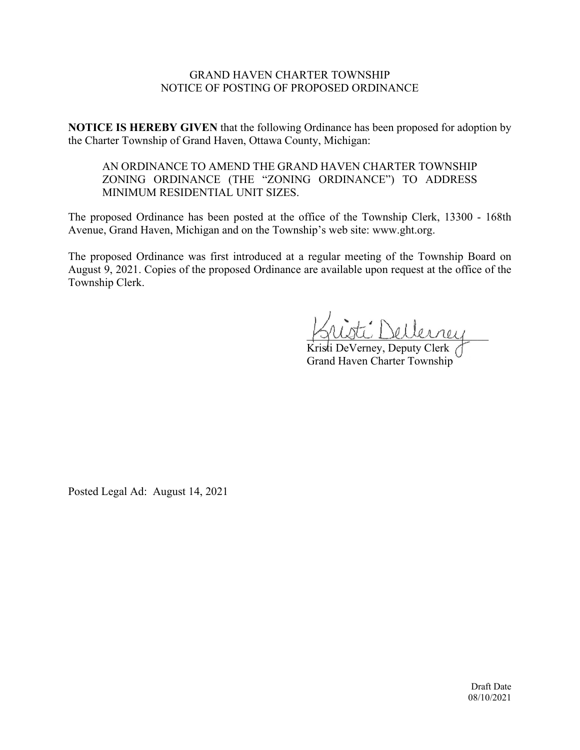# GRAND HAVEN CHARTER TOWNSHIP
## NOTICE OF POSTING OF PROPOSED ORDINANCE

**NOTICE IS HEREBY GIVEN** that the following Ordinance has been proposed for adoption by the Charter Township of Grand Haven, Ottawa County, Michigan:

> AN ORDINANCE TO AMEND THE GRAND HAVEN CHARTER TOWNSHIP ZONING ORDINANCE (THE "ZONING ORDINANCE") TO ADDRESS MINIMUM RESIDENTIAL UNIT SIZES.

The proposed Ordinance has been posted at the office of the Township Clerk, 13300 - 168th Avenue, Grand Haven, Michigan and on the Township's web site: www.ght.org.

The proposed Ordinance was first introduced at a regular meeting of the Township Board on August 9, 2021. Copies of the proposed Ordinance are available upon request at the office of the Township Clerk.

Kristi DeVerney, Deputy Clerk
Grand Haven Charter Township

Posted Legal Ad: August 14, 2021

Draft Date
08/10/2021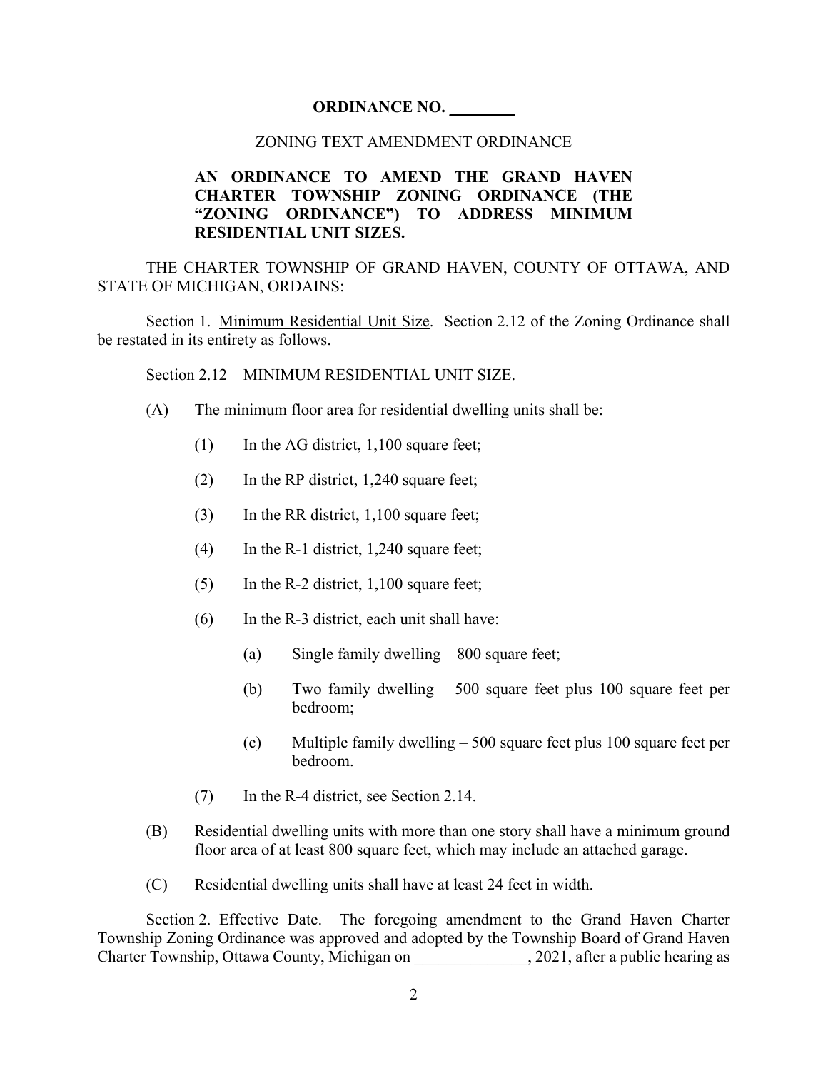**ORDINANCE NO. ________**

ZONING TEXT AMENDMENT ORDINANCE

**AN ORDINANCE TO AMEND THE GRAND HAVEN CHARTER TOWNSHIP ZONING ORDINANCE (THE "ZONING ORDINANCE") TO ADDRESS MINIMUM RESIDENTIAL UNIT SIZES.**

THE CHARTER TOWNSHIP OF GRAND HAVEN, COUNTY OF OTTAWA, AND STATE OF MICHIGAN, ORDAINS:

Section 1. Minimum Residential Unit Size. Section 2.12 of the Zoning Ordinance shall be restated in its entirety as follows.

Section 2.12 MINIMUM RESIDENTIAL UNIT SIZE.

(A) The minimum floor area for residential dwelling units shall be:

(1) In the AG district, 1,100 square feet;

(2) In the RP district, 1,240 square feet;

(3) In the RR district, 1,100 square feet;

(4) In the R-1 district, 1,240 square feet;

(5) In the R-2 district, 1,100 square feet;

(6) In the R-3 district, each unit shall have:

(a) Single family dwelling – 800 square feet;

(b) Two family dwelling – 500 square feet plus 100 square feet per bedroom;

(c) Multiple family dwelling – 500 square feet plus 100 square feet per bedroom.

(7) In the R-4 district, see Section 2.14.

(B) Residential dwelling units with more than one story shall have a minimum ground floor area of at least 800 square feet, which may include an attached garage.

(C) Residential dwelling units shall have at least 24 feet in width.

Section 2. Effective Date. The foregoing amendment to the Grand Haven Charter Township Zoning Ordinance was approved and adopted by the Township Board of Grand Haven Charter Township, Ottawa County, Michigan on ______________, 2021, after a public hearing as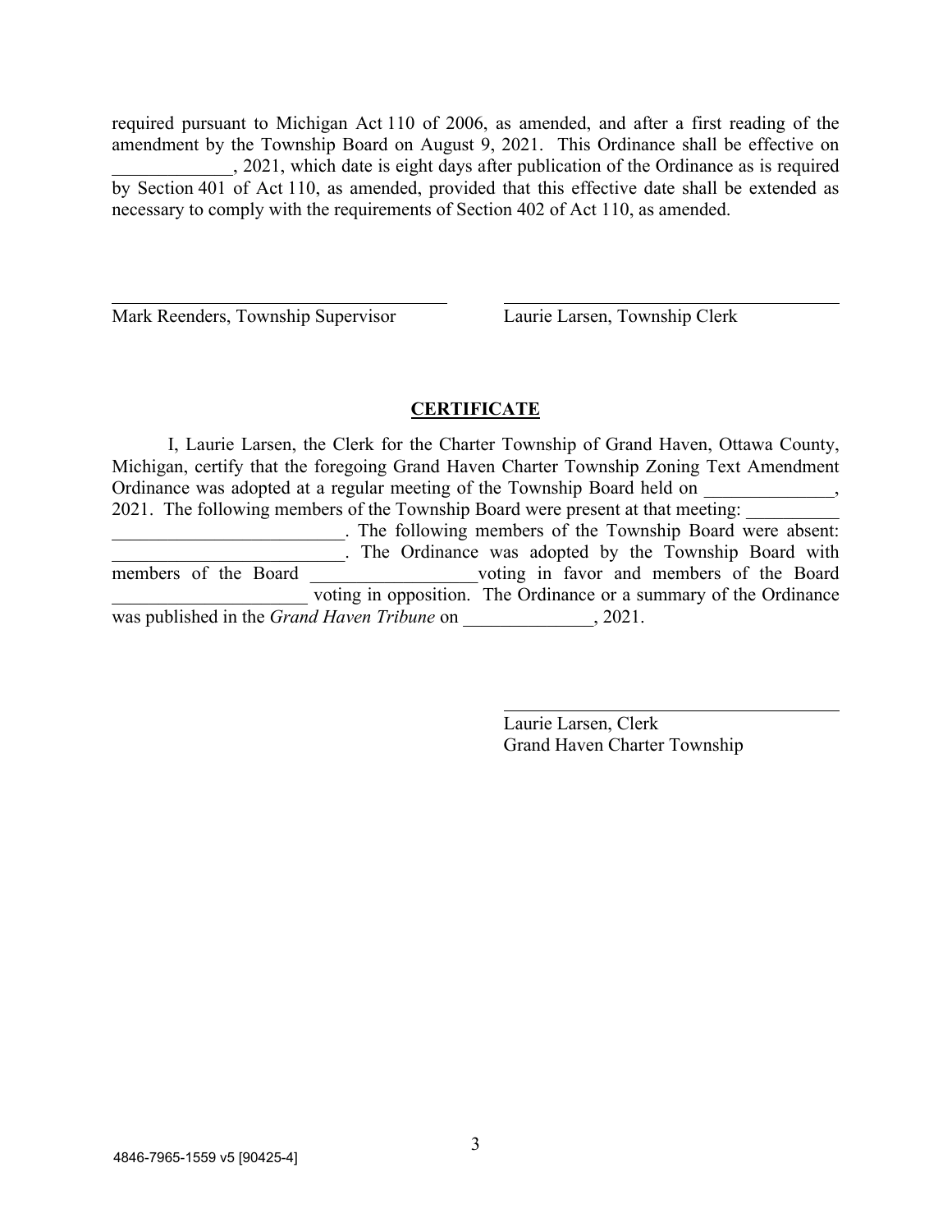required pursuant to Michigan Act 110 of 2006, as amended, and after a first reading of the amendment by the Township Board on August 9, 2021. This Ordinance shall be effective on _____________, 2021, which date is eight days after publication of the Ordinance as is required by Section 401 of Act 110, as amended, provided that this effective date shall be extended as necessary to comply with the requirements of Section 402 of Act 110, as amended.

_________________________________ _________________________________

Mark Reenders, Township Supervisor Laurie Larsen, Township Clerk

## **CERTIFICATE**

I, Laurie Larsen, the Clerk for the Charter Township of Grand Haven, Ottawa County, Michigan, certify that the foregoing Grand Haven Charter Township Zoning Text Amendment Ordinance was adopted at a regular meeting of the Township Board held on ______________, 2021. The following members of the Township Board were present at that meeting: __________ _________________________. The following members of the Township Board were absent: _________________________. The Ordinance was adopted by the Township Board with members of the Board __________________voting in favor and members of the Board _____________________ voting in opposition. The Ordinance or a summary of the Ordinance was published in the *Grand Haven Tribune* on ______________, 2021.

_________________________________

Laurie Larsen, Clerk
Grand Haven Charter Township

4846-7965-1559 v5 [90425-4]